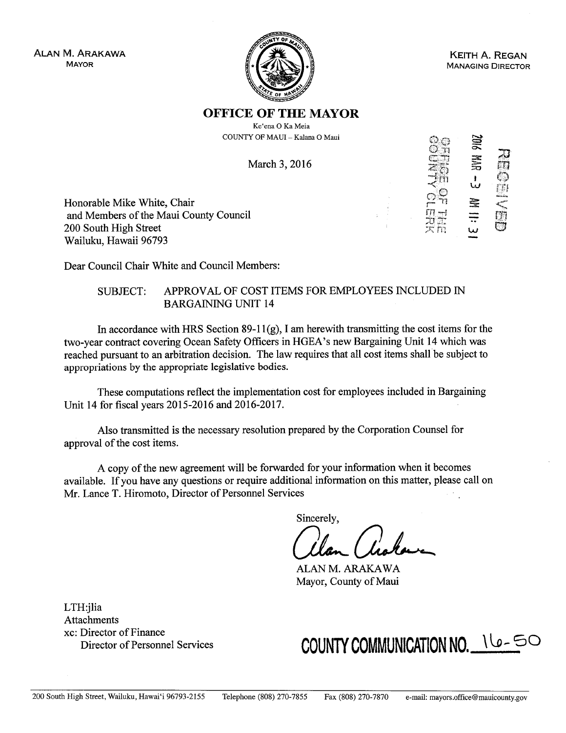ALAN M. ARAKAWA
MAYOR

KEITH A. REGAN
MANAGING DIRECTOR

# OFFICE OF THE MAYOR

Ke'ena O Ka Meia
COUNTY OF MAUI – Kalana O Maui

March 3, 2016

RECEIVED
2016 MAR -3 AM 11:31
OFFICE OF THE COUNTY CLERK

Honorable Mike White, Chair
and Members of the Maui County Council
200 South High Street
Wailuku, Hawaii 96793

Dear Council Chair White and Council Members:

SUBJECT: APPROVAL OF COST ITEMS FOR EMPLOYEES INCLUDED IN BARGAINING UNIT 14

In accordance with HRS Section 89-11(g), I am herewith transmitting the cost items for the two-year contract covering Ocean Safety Officers in HGEA's new Bargaining Unit 14 which was reached pursuant to an arbitration decision. The law requires that all cost items shall be subject to appropriations by the appropriate legislative bodies.

These computations reflect the implementation cost for employees included in Bargaining Unit 14 for fiscal years 2015-2016 and 2016-2017.

Also transmitted is the necessary resolution prepared by the Corporation Counsel for approval of the cost items.

A copy of the new agreement will be forwarded for your information when it becomes available. If you have any questions or require additional information on this matter, please call on Mr. Lance T. Hiromoto, Director of Personnel Services

Sincerely,

ALAN M. ARAKAWA
Mayor, County of Maui

LTH:jlia
Attachments
xc: Director of Finance
Director of Personnel Services

**COUNTY COMMUNICATION NO. 16-50**

200 South High Street, Wailuku, Hawai'i 96793-2155 Telephone (808) 270-7855 Fax (808) 270-7870 e-mail: mayors.office@mauicounty.gov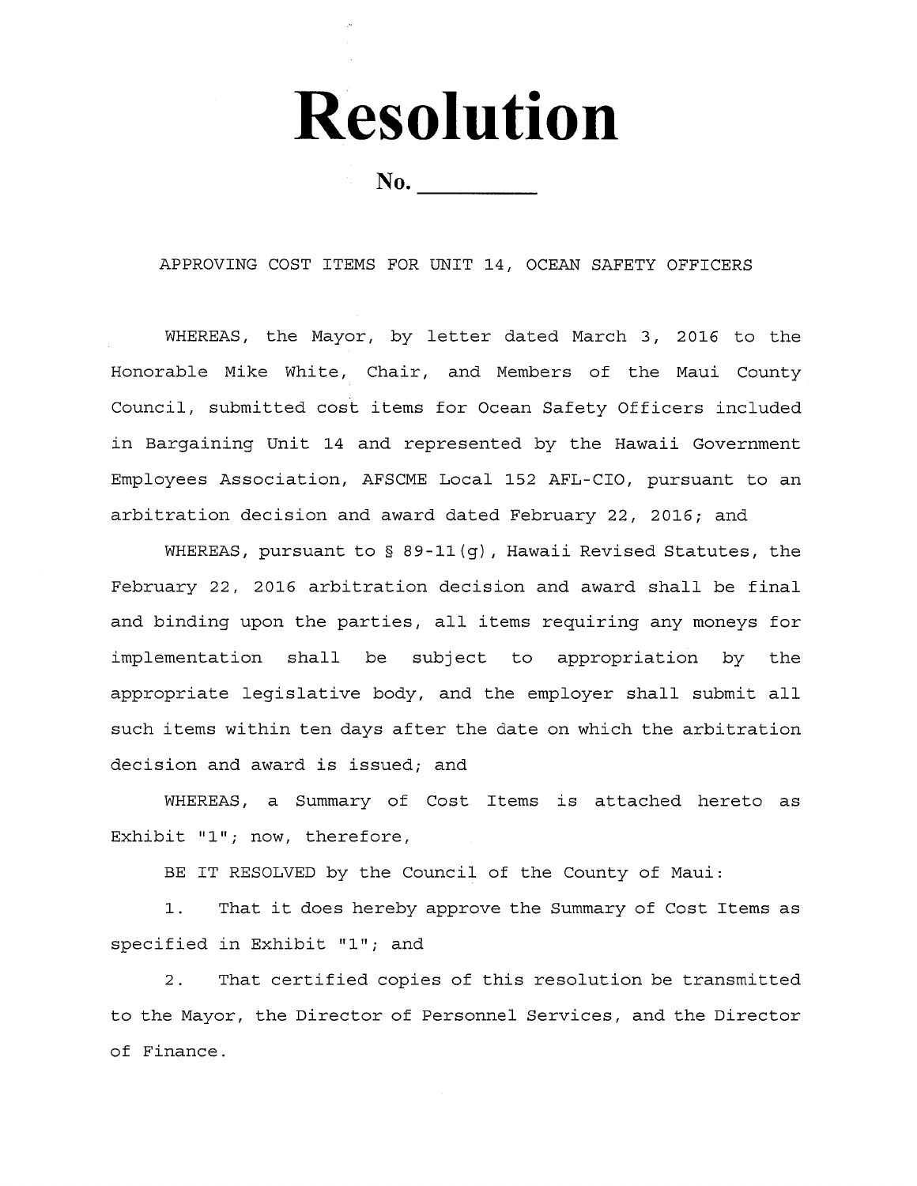# Resolution

**No. \_\_\_\_\_\_\_\_\_\_**

APPROVING COST ITEMS FOR UNIT 14, OCEAN SAFETY OFFICERS

WHEREAS, the Mayor, by letter dated March 3, 2016 to the Honorable Mike White, Chair, and Members of the Maui County Council, submitted cost items for Ocean Safety Officers included in Bargaining Unit 14 and represented by the Hawaii Government Employees Association, AFSCME Local 152 AFL-CIO, pursuant to an arbitration decision and award dated February 22, 2016; and

WHEREAS, pursuant to § 89-11(g), Hawaii Revised Statutes, the February 22, 2016 arbitration decision and award shall be final and binding upon the parties, all items requiring any moneys for implementation shall be subject to appropriation by the appropriate legislative body, and the employer shall submit all such items within ten days after the date on which the arbitration decision and award is issued; and

WHEREAS, a Summary of Cost Items is attached hereto as Exhibit "1"; now, therefore,

BE IT RESOLVED by the Council of the County of Maui:

1. That it does hereby approve the Summary of Cost Items as specified in Exhibit "1"; and

2. That certified copies of this resolution be transmitted to the Mayor, the Director of Personnel Services, and the Director of Finance.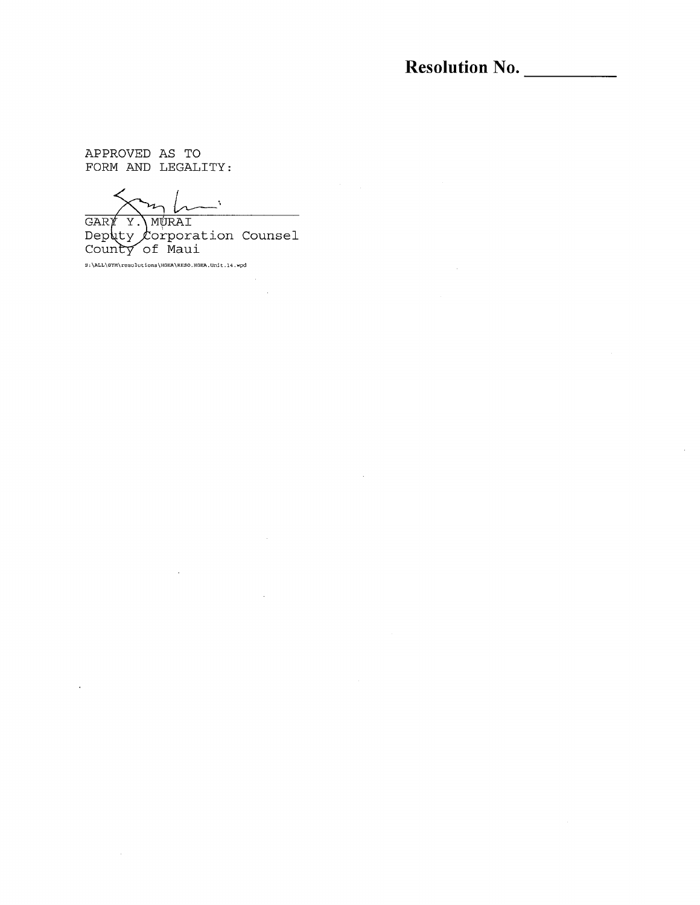**Resolution No. __________**

APPROVED AS TO
FORM AND LEGALITY:

GARY Y. MURAI
Deputy Corporation Counsel
County of Maui

S:\ALL\GYM\resolutions\HGEA\RESO.HGEA.Unit.14.wpd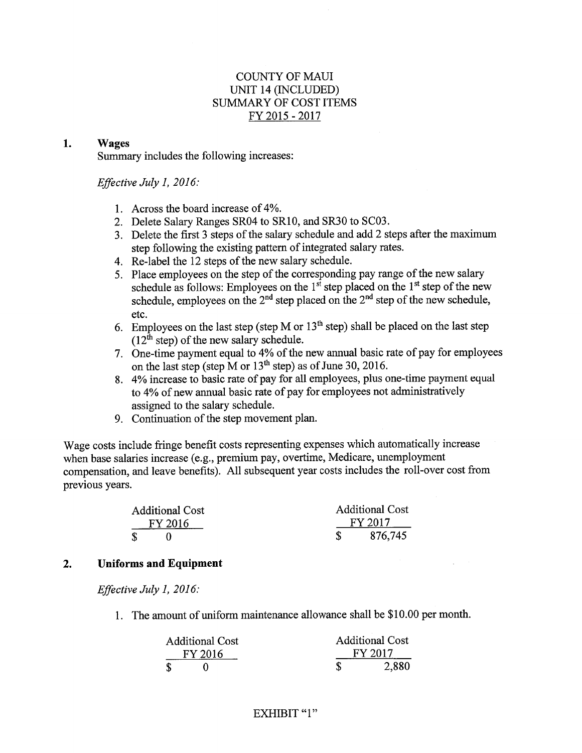# COUNTY OF MAUI
## UNIT 14 (INCLUDED)
## SUMMARY OF COST ITEMS
## FY 2015 - 2017

**1. Wages**

Summary includes the following increases:

*Effective July 1, 2016:*

1. Across the board increase of 4%.
2. Delete Salary Ranges SR04 to SR10, and SR30 to SC03.
3. Delete the first 3 steps of the salary schedule and add 2 steps after the maximum step following the existing pattern of integrated salary rates.
4. Re-label the 12 steps of the new salary schedule.
5. Place employees on the step of the corresponding pay range of the new salary schedule as follows: Employees on the 1st step placed on the 1st step of the new schedule, employees on the 2nd step placed on the 2nd step of the new schedule, etc.
6. Employees on the last step (step M or 13th step) shall be placed on the last step (12th step) of the new salary schedule.
7. One-time payment equal to 4% of the new annual basic rate of pay for employees on the last step (step M or 13th step) as of June 30, 2016.
8. 4% increase to basic rate of pay for all employees, plus one-time payment equal to 4% of new annual basic rate of pay for employees not administratively assigned to the salary schedule.
9. Continuation of the step movement plan.

Wage costs include fringe benefit costs representing expenses which automatically increase when base salaries increase (e.g., premium pay, overtime, Medicare, unemployment compensation, and leave benefits). All subsequent year costs includes the roll-over cost from previous years.

| Additional Cost FY 2016 | Additional Cost FY 2017 |
|---|---|
| $ 0 | $ 876,745 |

**2. Uniforms and Equipment**

*Effective July 1, 2016:*

1. The amount of uniform maintenance allowance shall be $10.00 per month.

| Additional Cost FY 2016 | Additional Cost FY 2017 |
|---|---|
| $ 0 | $ 2,880 |

EXHIBIT "1"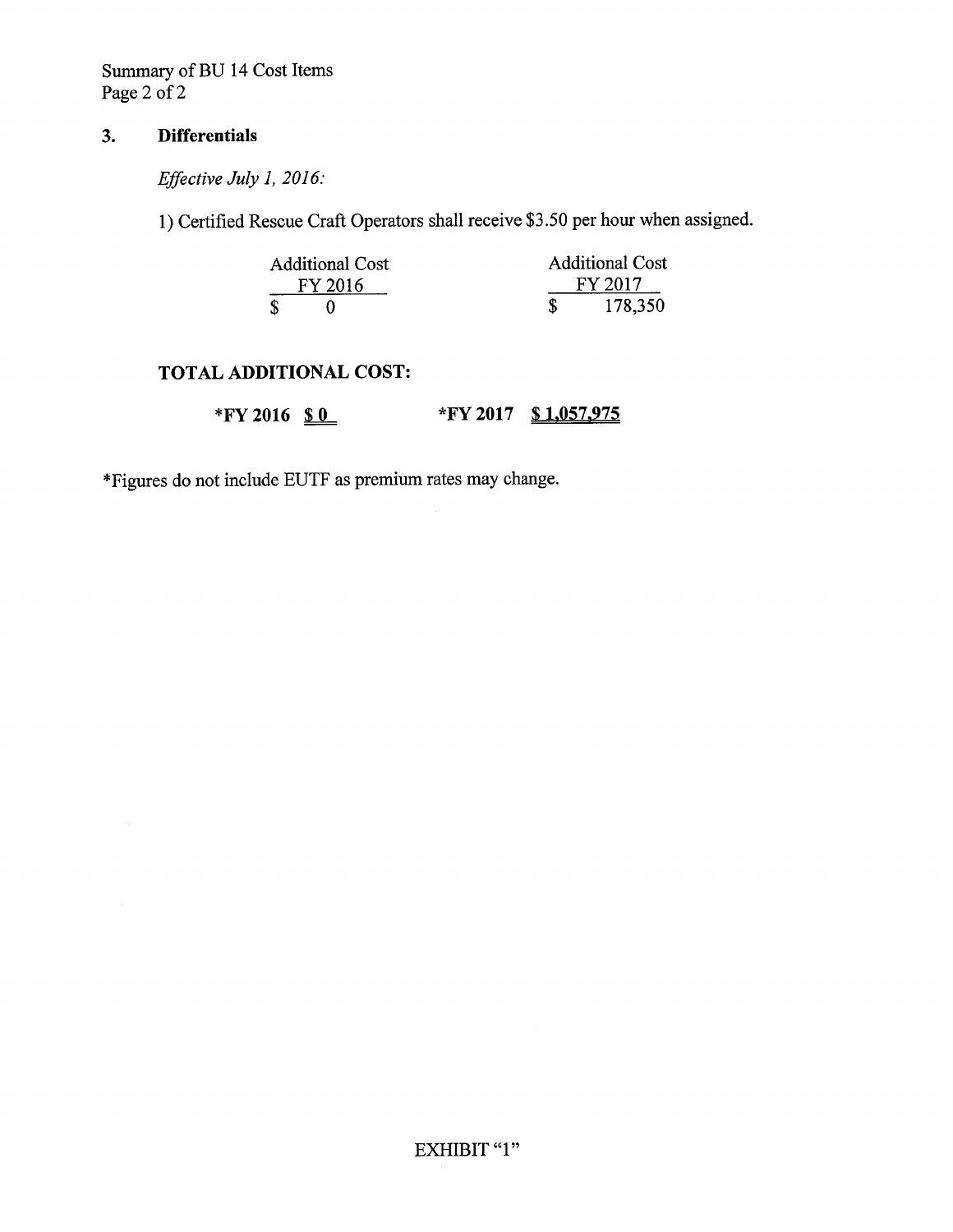## 3. Differentials

*Effective July 1, 2016:*

1) Certified Rescue Craft Operators shall receive $3.50 per hour when assigned.

| Additional Cost FY 2016 | Additional Cost FY 2017 |
|---|---|
| $ 0 | $ 178,350 |

**TOTAL ADDITIONAL COST:**

**\*FY 2016 $ 0** **\*FY 2017 $ 1,057,975**

*Figures do not include EUTF as premium rates may change.

EXHIBIT "1"